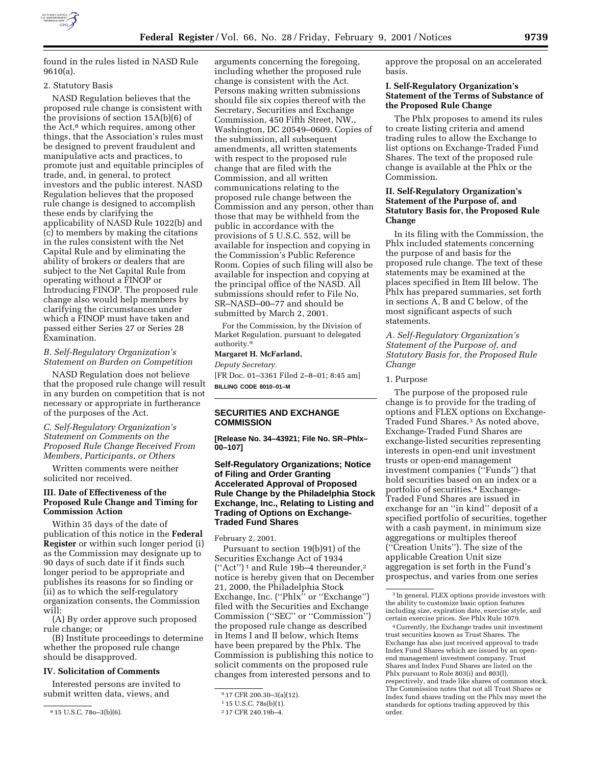found in the rules listed in NASD Rule 9610(a).

2. Statutory Basis

NASD Regulation believes that the proposed rule change is consistent with the provisions of section 15A(b)(6) of the Act,[8] which requires, among other things, that the Association's rules must be designed to prevent fraudulent and manipulative acts and practices, to promote just and equitable principles of trade, and, in general, to protect investors and the public interest. NASD Regulation believes that the proposed rule change is designed to accomplish these ends by clarifying the applicability of NASD Rule 1022(b) and (c) to members by making the citations in the rules consistent with the Net Capital Rule and by eliminating the ability of brokers or dealers that are subject to the Net Capital Rule from operating without a FINOP or Introducing FINOP. The proposed rule change also would help members by clarifying the circumstances under which a FINOP must have taken and passed either Series 27 or Series 28 Examination.

*B. Self-Regulatory Organization's Statement on Burden on Competition*

NASD Regulation does not believe that the proposed rule change will result in any burden on competition that is not necessary or appropriate in furtherance of the purposes of the Act.

*C. Self-Regulatory Organization's Statement on Comments on the Proposed Rule Change Received From Members, Participants, or Others*

Written comments were neither solicited nor received.

**III. Date of Effectiveness of the Proposed Rule Change and Timing for Commission Action**

Within 35 days of the date of publication of this notice in the **Federal Register** or within such longer period (i) as the Commission may designate up to 90 days of such date if it finds such longer period to be appropriate and publishes its reasons for so finding or (ii) as to which the self-regulatory organization consents, the Commission will:

(A) By order approve such proposed rule change; or

(B) Institute proceedings to determine whether the proposed rule change should be disapproved.

**IV. Solicitation of Comments**

Interested persons are invited to submit written data, views, and arguments concerning the foregoing, including whether the proposed rule change is consistent with the Act. Persons making written submissions should file six copies thereof with the Secretary, Securities and Exchange Commission, 450 Fifth Street, NW., Washington, DC 20549–0609. Copies of the submission, all subsequent amendments, all written statements with respect to the proposed rule change that are filed with the Commission, and all written communications relating to the proposed rule change between the Commission and any person, other than those that may be withheld from the public in accordance with the provisions of 5 U.S.C. 552, will be available for inspection and copying in the Commission's Public Reference Room. Copies of such filing will also be available for inspection and copying at the principal office of the NASD. All submissions should refer to File No. SR–NASD–00–77 and should be submitted by March 2, 2001.

For the Commission, by the Division of Market Regulation, pursuant to delegated authority.[9]

**Margaret H. McFarland,**

*Deputy Secretary.*

[FR Doc. 01–3361 Filed 2–8–01; 8:45 am]

**BILLING CODE 8010–01–M**

---

[8] 15 U.S.C. 78o–3(b)(6).

[9] 17 CFR 200.30–3(a)(12).

## SECURITIES AND EXCHANGE COMMISSION

**[Release No. 34–43921; File No. SR–Phlx–00–107]**

### Self-Regulatory Organizations; Notice of Filing and Order Granting Accelerated Approval of Proposed Rule Change by the Philadelphia Stock Exchange, Inc., Relating to Listing and Trading of Options on Exchange-Traded Fund Shares

February 2, 2001.

Pursuant to section 19(b)91) of the Securities Exchange Act of 1934 (''Act'')[1] and Rule 19b–4 thereunder,[2] notice is hereby given that on December 21, 2000, the Philadelphia Stock Exchange, Inc. (''Phlx'' or ''Exchange'') filed with the Securities and Exchange Commission (''SEC'' or ''Commission'') the proposed rule change as described in Items I and II below, which Items have been prepared by the Phlx. The Commission is publishing this notice to solicit comments on the proposed rule changes from interested persons and to approve the proposal on an accelerated basis.

**I. Self-Regulatory Organization's Statement of the Terms of Substance of the Proposed Rule Change**

The Phlx proposes to amend its rules to create listing criteria and amend trading rules to allow the Exchange to list options on Exchange-Traded Fund Shares. The text of the proposed rule change is available at the Phlx or the Commission.

**II. Self-Regulatory Organization's Statement of the Purpose of, and Statutory Basis for, the Proposed Rule Change**

In its filing with the Commission, the Phlx included statements concerning the purpose of and basis for the proposed rule change. The text of these statements may be examined at the places specified in Item III below. The Phlx has prepared summaries, set forth in sections A, B and C below, of the most significant aspects of such statements.

*A. Self-Regulatory Organization's Statement of the Purpose of, and Statutory Basis for, the Proposed Rule Change*

1. Purpose

The purpose of the proposed rule change is to provide for the trading of options and FLEX options on Exchange-Traded Fund Shares.[3] As noted above, Exchange-Traded Fund Shares are exchange-listed securities representing interests in open-end unit investment trusts or open-end management investment companies (''Funds'') that hold securities based on an index or a portfolio of securities.[4] Exchange-Traded Fund Shares are issued in exchange for an ''in kind'' deposit of a specified portfolio of securities, together with a cash payment, in minimum size aggregations or multiples thereof (''Creation Units''). The size of the applicable Creation Unit size aggregation is set forth in the Fund's prospectus, and varies from one series

---

[1] 15 U.S.C. 78s(b)(1).

[2] 17 CFR 240.19b–4.

[3] In general, FLEX options provide investors with the ability to customize basic option features including size, expiration date, exercise style, and certain exercise prices. *See* Phlx Rule 1079.

[4] Currently, the Exchange trades unit investment trust securities known as Trust Shares. The Exchange has also just received approval to trade Index Fund Shares which are issued by an open-end management investment company. Trust Shares and Index Fund Shares are listed on the Phlx pursuant to Role 803(i) and 803(l), respectively, and trade like shares of common stock. The Commission notes that not all Trust Shares or Index fund shares trading on the Phlx may meet the standards for options trading approved by this order.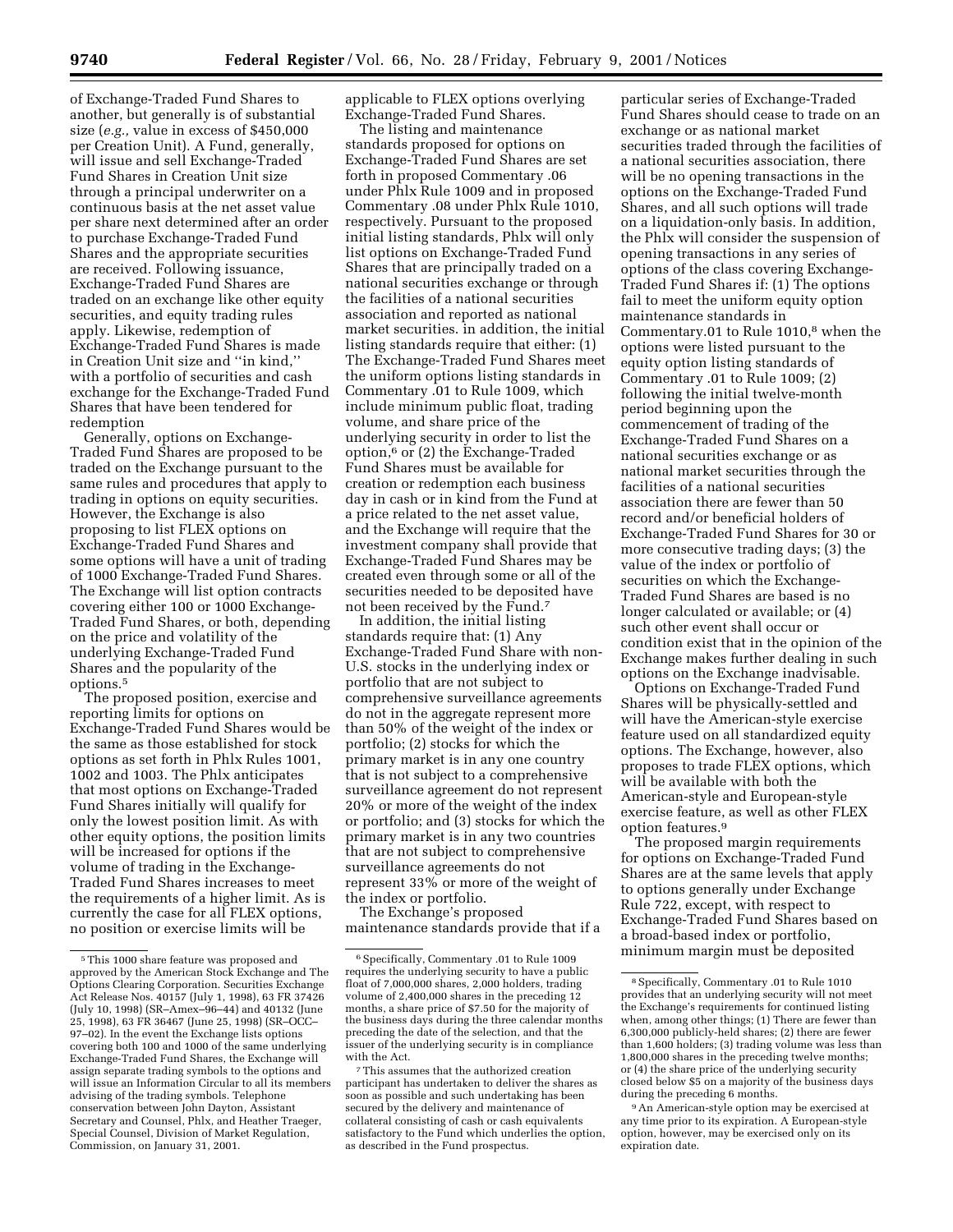of Exchange-Traded Fund Shares to another, but generally is of substantial size (*e.g.,* value in excess of $450,000 per Creation Unit). A Fund, generally, will issue and sell Exchange-Traded Fund Shares in Creation Unit size through a principal underwriter on a continuous basis at the net asset value per share next determined after an order to purchase Exchange-Traded Fund Shares and the appropriate securities are received. Following issuance, Exchange-Traded Fund Shares are traded on an exchange like other equity securities, and equity trading rules apply. Likewise, redemption of Exchange-Traded Fund Shares is made in Creation Unit size and ''in kind,'' with a portfolio of securities and cash exchange for the Exchange-Traded Fund Shares that have been tendered for redemption

Generally, options on Exchange-Traded Fund Shares are proposed to be traded on the Exchange pursuant to the same rules and procedures that apply to trading in options on equity securities. However, the Exchange is also proposing to list FLEX options on Exchange-Traded Fund Shares and some options will have a unit of trading of 1000 Exchange-Traded Fund Shares. The Exchange will list option contracts covering either 100 or 1000 Exchange-Traded Fund Shares, or both, depending on the price and volatility of the underlying Exchange-Traded Fund Shares and the popularity of the options.[5]

The proposed position, exercise and reporting limits for options on Exchange-Traded Fund Shares would be the same as those established for stock options as set forth in Phlx Rules 1001, 1002 and 1003. The Phlx anticipates that most options on Exchange-Traded Fund Shares initially will qualify for only the lowest position limit. As with other equity options, the position limits will be increased for options if the volume of trading in the Exchange-Traded Fund Shares increases to meet the requirements of a higher limit. As is currently the case for all FLEX options, no position or exercise limits will be applicable to FLEX options overlying Exchange-Traded Fund Shares.

The listing and maintenance standards proposed for options on Exchange-Traded Fund Shares are set forth in proposed Commentary .06 under Phlx Rule 1009 and in proposed Commentary .08 under Phlx Rule 1010, respectively. Pursuant to the proposed initial listing standards, Phlx will only list options on Exchange-Traded Fund Shares that are principally traded on a national securities exchange or through the facilities of a national securities association and reported as national market securities. in addition, the initial listing standards require that either: (1) The Exchange-Traded Fund Shares meet the uniform options listing standards in Commentary .01 to Rule 1009, which include minimum public float, trading volume, and share price of the underlying security in order to list the option,[6] or (2) the Exchange-Traded Fund Shares must be available for creation or redemption each business day in cash or in kind from the Fund at a price related to the net asset value, and the Exchange will require that the investment company shall provide that Exchange-Traded Fund Shares may be created even through some or all of the securities needed to be deposited have not been received by the Fund.[7]

In addition, the initial listing standards require that: (1) Any Exchange-Traded Fund Share with non-U.S. stocks in the underlying index or portfolio that are not subject to comprehensive surveillance agreements do not in the aggregate represent more than 50% of the weight of the index or portfolio; (2) stocks for which the primary market is in any one country that is not subject to a comprehensive surveillance agreement do not represent 20% or more of the weight of the index or portfolio; and (3) stocks for which the primary market is in any two countries that are not subject to comprehensive surveillance agreements do not represent 33% or more of the weight of the index or portfolio.

The Exchange's proposed maintenance standards provide that if a particular series of Exchange-Traded Fund Shares should cease to trade on an exchange or as national market securities traded through the facilities of a national securities association, there will be no opening transactions in the options on the Exchange-Traded Fund Shares, and all such options will trade on a liquidation-only basis. In addition, the Phlx will consider the suspension of opening transactions in any series of options of the class covering Exchange-Traded Fund Shares if: (1) The options fail to meet the uniform equity option maintenance standards in Commentary.01 to Rule 1010,[8] when the options were listed pursuant to the equity option listing standards of Commentary .01 to Rule 1009; (2) following the initial twelve-month period beginning upon the commencement of trading of the Exchange-Traded Fund Shares on a national securities exchange or as national market securities through the facilities of a national securities association there are fewer than 50 record and/or beneficial holders of Exchange-Traded Fund Shares for 30 or more consecutive trading days; (3) the value of the index or portfolio of securities on which the Exchange-Traded Fund Shares are based is no longer calculated or available; or (4) such other event shall occur or condition exist that in the opinion of the Exchange makes further dealing in such options on the Exchange inadvisable.

Options on Exchange-Traded Fund Shares will be physically-settled and will have the American-style exercise feature used on all standardized equity options. The Exchange, however, also proposes to trade FLEX options, which will be available with both the American-style and European-style exercise feature, as well as other FLEX option features.[9]

The proposed margin requirements for options on Exchange-Traded Fund Shares are at the same levels that apply to options generally under Exchange Rule 722, except, with respect to Exchange-Traded Fund Shares based on a broad-based index or portfolio, minimum margin must be deposited

---

[5] This 1000 share feature was proposed and approved by the American Stock Exchange and The Options Clearing Corporation. Securities Exchange Act Release Nos. 40157 (July 1, 1998), 63 FR 37426 (July 10, 1998) (SR–Amex–96–44) and 40132 (June 25, 1998), 63 FR 36467 (June 25, 1998) (SR–OCC–97–02). In the event the Exchange lists options covering both 100 and 1000 of the same underlying Exchange-Traded Fund Shares, the Exchange will assign separate trading symbols to the options and will issue an Information Circular to all its members advising of the trading symbols. Telephone conservation between John Dayton, Assistant Secretary and Counsel, Phlx, and Heather Traeger, Special Counsel, Division of Market Regulation, Commission, on January 31, 2001.

[6] Specifically, Commentary .01 to Rule 1009 requires the underlying security to have a public float of 7,000,000 shares, 2,000 holders, trading volume of 2,400,000 shares in the preceding 12 months, a share price of $7.50 for the majority of the business days during the three calendar months preceding the date of the selection, and that the issuer of the underlying security is in compliance with the Act.

[7] This assumes that the authorized creation participant has undertaken to deliver the shares as soon as possible and such undertaking has been secured by the delivery and maintenance of collateral consisting of cash or cash equivalents satisfactory to the Fund which underlies the option, as described in the Fund prospectus.

[8] Specifically, Commentary .01 to Rule 1010 provides that an underlying security will not meet the Exchange's requirements for continued listing when, among other things; (1) There are fewer than 6,300,000 publicly-held shares; (2) there are fewer than 1,600 holders; (3) trading volume was less than 1,800,000 shares in the preceding twelve months; or (4) the share price of the underlying security closed below $5 on a majority of the business days during the preceding 6 months.

[9] An American-style option may be exercised at any time prior to its expiration. A European-style option, however, may be exercised only on its expiration date.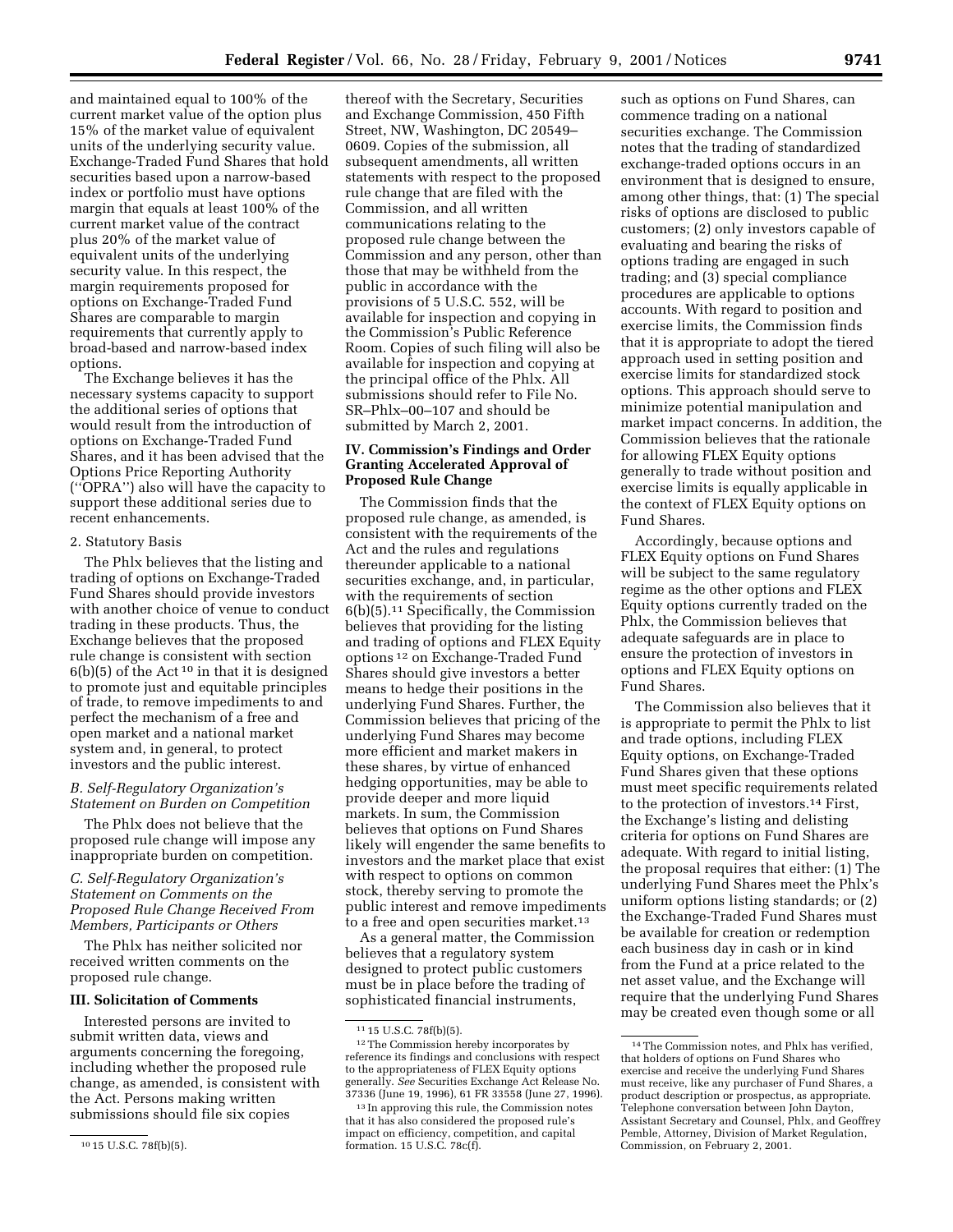and maintained equal to 100% of the current market value of the option plus 15% of the market value of equivalent units of the underlying security value. Exchange-Traded Fund Shares that hold securities based upon a narrow-based index or portfolio must have options margin that equals at least 100% of the current market value of the contract plus 20% of the market value of equivalent units of the underlying security value. In this respect, the margin requirements proposed for options on Exchange-Traded Fund Shares are comparable to margin requirements that currently apply to broad-based and narrow-based index options.

The Exchange believes it has the necessary systems capacity to support the additional series of options that would result from the introduction of options on Exchange-Traded Fund Shares, and it has been advised that the Options Price Reporting Authority (''OPRA'') also will have the capacity to support these additional series due to recent enhancements.

2. Statutory Basis

The Phlx believes that the listing and trading of options on Exchange-Traded Fund Shares should provide investors with another choice of venue to conduct trading in these products. Thus, the Exchange believes that the proposed rule change is consistent with section 6(b)(5) of the Act [10] in that it is designed to promote just and equitable principles of trade, to remove impediments to and perfect the mechanism of a free and open market and a national market system and, in general, to protect investors and the public interest.

*B. Self-Regulatory Organization's Statement on Burden on Competition*

The Phlx does not believe that the proposed rule change will impose any inappropriate burden on competition.

*C. Self-Regulatory Organization's Statement on Comments on the Proposed Rule Change Received From Members, Participants or Others*

The Phlx has neither solicited nor received written comments on the proposed rule change.

**III. Solicitation of Comments**

Interested persons are invited to submit written data, views and arguments concerning the foregoing, including whether the proposed rule change, as amended, is consistent with the Act. Persons making written submissions should file six copies thereof with the Secretary, Securities and Exchange Commission, 450 Fifth Street, NW, Washington, DC 20549–0609. Copies of the submission, all subsequent amendments, all written statements with respect to the proposed rule change that are filed with the Commission, and all written communications relating to the proposed rule change between the Commission and any person, other than those that may be withheld from the public in accordance with the provisions of 5 U.S.C. 552, will be available for inspection and copying in the Commission's Public Reference Room. Copies of such filing will also be available for inspection and copying at the principal office of the Phlx. All submissions should refer to File No. SR–Phlx–00–107 and should be submitted by March 2, 2001.

**IV. Commission's Findings and Order Granting Accelerated Approval of Proposed Rule Change**

The Commission finds that the proposed rule change, as amended, is consistent with the requirements of the Act and the rules and regulations thereunder applicable to a national securities exchange, and, in particular, with the requirements of section 6(b)(5).[11] Specifically, the Commission believes that providing for the listing and trading of options and FLEX Equity options [12] on Exchange-Traded Fund Shares should give investors a better means to hedge their positions in the underlying Fund Shares. Further, the Commission believes that pricing of the underlying Fund Shares may become more efficient and market makers in these shares, by virtue of enhanced hedging opportunities, may be able to provide deeper and more liquid markets. In sum, the Commission believes that options on Fund Shares likely will engender the same benefits to investors and the market place that exist with respect to options on common stock, thereby serving to promote the public interest and remove impediments to a free and open securities market.[13]

As a general matter, the Commission believes that a regulatory system designed to protect public customers must be in place before the trading of sophisticated financial instruments, such as options on Fund Shares, can commence trading on a national securities exchange. The Commission notes that the trading of standardized exchange-traded options occurs in an environment that is designed to ensure, among other things, that: (1) The special risks of options are disclosed to public customers; (2) only investors capable of evaluating and bearing the risks of options trading are engaged in such trading; and (3) special compliance procedures are applicable to options accounts. With regard to position and exercise limits, the Commission finds that it is appropriate to adopt the tiered approach used in setting position and exercise limits for standardized stock options. This approach should serve to minimize potential manipulation and market impact concerns. In addition, the Commission believes that the rationale for allowing FLEX Equity options generally to trade without position and exercise limits is equally applicable in the context of FLEX Equity options on Fund Shares.

Accordingly, because options and FLEX Equity options on Fund Shares will be subject to the same regulatory regime as the other options and FLEX Equity options currently traded on the Phlx, the Commission believes that adequate safeguards are in place to ensure the protection of investors in options and FLEX Equity options on Fund Shares.

The Commission also believes that it is appropriate to permit the Phlx to list and trade options, including FLEX Equity options, on Exchange-Traded Fund Shares given that these options must meet specific requirements related to the protection of investors.[14] First, the Exchange's listing and delisting criteria for options on Fund Shares are adequate. With regard to initial listing, the proposal requires that either: (1) The underlying Fund Shares meet the Phlx's uniform options listing standards; or (2) the Exchange-Traded Fund Shares must be available for creation or redemption each business day in cash or in kind from the Fund at a price related to the net asset value, and the Exchange will require that the underlying Fund Shares may be created even though some or all

---

[10] 15 U.S.C. 78f(b)(5).

[11] 15 U.S.C. 78f(b)(5).

[12] The Commission hereby incorporates by reference its findings and conclusions with respect to the appropriateness of FLEX Equity options generally. *See* Securities Exchange Act Release No. 37336 (June 19, 1996), 61 FR 33558 (June 27, 1996).

[13] In approving this rule, the Commission notes that it has also considered the proposed rule's impact on efficiency, competition, and capital formation. 15 U.S.C. 78c(f).

[14] The Commission notes, and Phlx has verified, that holders of options on Fund Shares who exercise and receive the underlying Fund Shares must receive, like any purchaser of Fund Shares, a product description or prospectus, as appropriate. Telephone conversation between John Dayton, Assistant Secretary and Counsel, Phlx, and Geoffrey Pemble, Attorney, Division of Market Regulation, Commission, on February 2, 2001.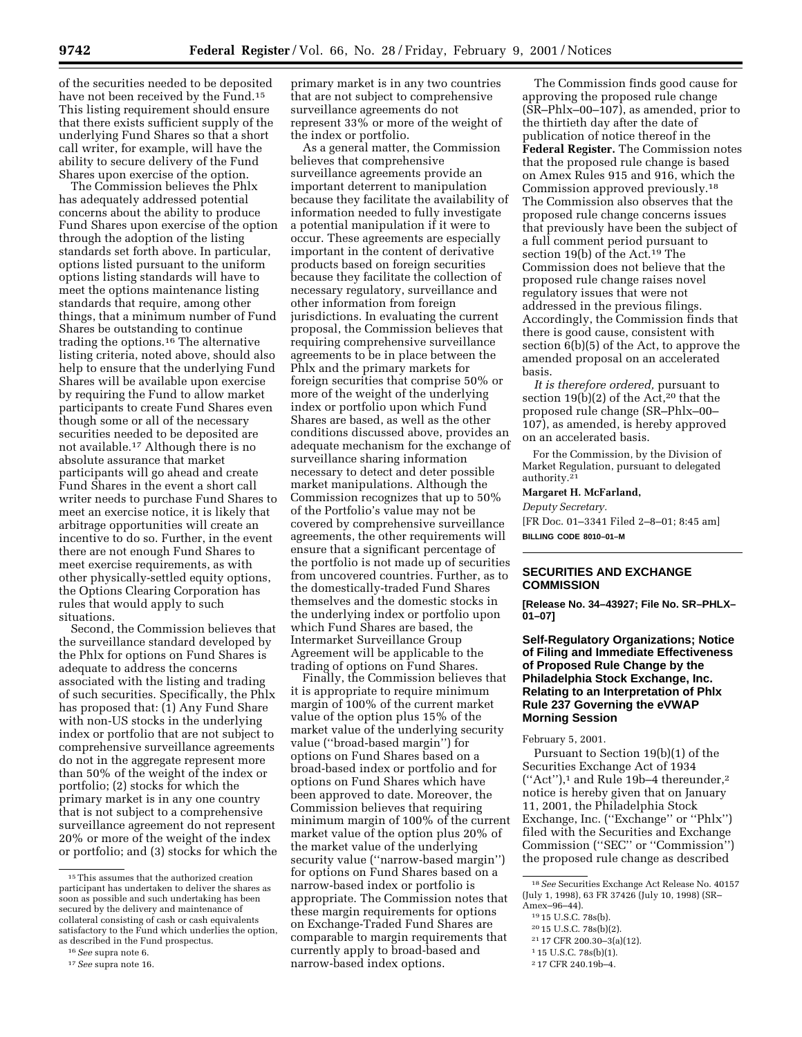of the securities needed to be deposited have not been received by the Fund.[15] This listing requirement should ensure that there exists sufficient supply of the underlying Fund Shares so that a short call writer, for example, will have the ability to secure delivery of the Fund Shares upon exercise of the option.

The Commission believes the Phlx has adequately addressed potential concerns about the ability to produce Fund Shares upon exercise of the option through the adoption of the listing standards set forth above. In particular, options listed pursuant to the uniform options listing standards will have to meet the options maintenance listing standards that require, among other things, that a minimum number of Fund Shares be outstanding to continue trading the options.[16] The alternative listing criteria, noted above, should also help to ensure that the underlying Fund Shares will be available upon exercise by requiring the Fund to allow market participants to create Fund Shares even though some or all of the necessary securities needed to be deposited are not available.[17] Although there is no absolute assurance that market participants will go ahead and create Fund Shares in the event a short call writer needs to purchase Fund Shares to meet an exercise notice, it is likely that arbitrage opportunities will create an incentive to do so. Further, in the event there are not enough Fund Shares to meet exercise requirements, as with other physically-settled equity options, the Options Clearing Corporation has rules that would apply to such situations.

Second, the Commission believes that the surveillance standard developed by the Phlx for options on Fund Shares is adequate to address the concerns associated with the listing and trading of such securities. Specifically, the Phlx has proposed that: (1) Any Fund Share with non-US stocks in the underlying index or portfolio that are not subject to comprehensive surveillance agreements do not in the aggregate represent more than 50% of the weight of the index or portfolio; (2) stocks for which the primary market is in any one country that is not subject to a comprehensive surveillance agreement do not represent 20% or more of the weight of the index or portfolio; and (3) stocks for which the primary market is in any two countries that are not subject to comprehensive surveillance agreements do not represent 33% or more of the weight of the index or portfolio.

As a general matter, the Commission believes that comprehensive surveillance agreements provide an important deterrent to manipulation because they facilitate the availability of information needed to fully investigate a potential manipulation if it were to occur. These agreements are especially important in the content of derivative products based on foreign securities because they facilitate the collection of necessary regulatory, surveillance and other information from foreign jurisdictions. In evaluating the current proposal, the Commission believes that requiring comprehensive surveillance agreements to be in place between the Phlx and the primary markets for foreign securities that comprise 50% or more of the weight of the underlying index or portfolio upon which Fund Shares are based, as well as the other conditions discussed above, provides an adequate mechanism for the exchange of surveillance sharing information necessary to detect and deter possible market manipulations. Although the Commission recognizes that up to 50% of the Portfolio's value may not be covered by comprehensive surveillance agreements, the other requirements will ensure that a significant percentage of the portfolio is not made up of securities from uncovered countries. Further, as to the domestically-traded Fund Shares themselves and the domestic stocks in the underlying index or portfolio upon which Fund Shares are based, the Intermarket Surveillance Group Agreement will be applicable to the trading of options on Fund Shares.

Finally, the Commission believes that it is appropriate to require minimum margin of 100% of the current market value of the option plus 15% of the market value of the underlying security value (''broad-based margin'') for options on Fund Shares based on a broad-based index or portfolio and for options on Fund Shares which have been approved to date. Moreover, the Commission believes that requiring minimum margin of 100% of the current market value of the option plus 20% of the market value of the underlying security value (''narrow-based margin'') for options on Fund Shares based on a narrow-based index or portfolio is appropriate. The Commission notes that these margin requirements for options on Exchange-Traded Fund Shares are comparable to margin requirements that currently apply to broad-based and narrow-based index options.

The Commission finds good cause for approving the proposed rule change (SR–Phlx–00–107), as amended, prior to the thirtieth day after the date of publication of notice thereof in the **Federal Register.** The Commission notes that the proposed rule change is based on Amex Rules 915 and 916, which the Commission approved previously.[18] The Commission also observes that the proposed rule change concerns issues that previously have been the subject of a full comment period pursuant to section 19(b) of the Act.[19] The Commission does not believe that the proposed rule change raises novel regulatory issues that were not addressed in the previous filings. Accordingly, the Commission finds that there is good cause, consistent with section 6(b)(5) of the Act, to approve the amended proposal on an accelerated basis.

*It is therefore ordered,* pursuant to section 19(b)(2) of the Act,[20] that the proposed rule change (SR–Phlx–00–107), as amended, is hereby approved on an accelerated basis.

For the Commission, by the Division of Market Regulation, pursuant to delegated authority.[21]

**Margaret H. McFarland,**

*Deputy Secretary.*

[FR Doc. 01–3341 Filed 2–8–01; 8:45 am]

**BILLING CODE 8010–01–M**

---

[15] This assumes that the authorized creation participant has undertaken to deliver the shares as soon as possible and such undertaking has been secured by the delivery and maintenance of collateral consisting of cash or cash equivalents satisfactory to the Fund which underlies the option, as described in the Fund prospectus.

[16] *See* supra note 6.

[17] *See* supra note 16.

[18] *See* Securities Exchange Act Release No. 40157 (July 1, 1998), 63 FR 37426 (July 10, 1998) (SR–Amex–96–44).

[19] 15 U.S.C. 78s(b).

[20] 15 U.S.C. 78s(b)(2).

[21] 17 CFR 200.30–3(a)(12).

---

## SECURITIES AND EXCHANGE COMMISSION

**[Release No. 34–43927; File No. SR–PHLX–01–07]**

### Self-Regulatory Organizations; Notice of Filing and Immediate Effectiveness of Proposed Rule Change by the Philadelphia Stock Exchange, Inc. Relating to an Interpretation of Phlx Rule 237 Governing the eVWAP Morning Session

February 5, 2001.

Pursuant to Section 19(b)(1) of the Securities Exchange Act of 1934 (''Act''),[1] and Rule 19b–4 thereunder,[2] notice is hereby given that on January 11, 2001, the Philadelphia Stock Exchange, Inc. (''Exchange'' or ''Phlx'') filed with the Securities and Exchange Commission (''SEC'' or ''Commission'') the proposed rule change as described

[1] 15 U.S.C. 78s(b)(1).

[2] 17 CFR 240.19b–4.